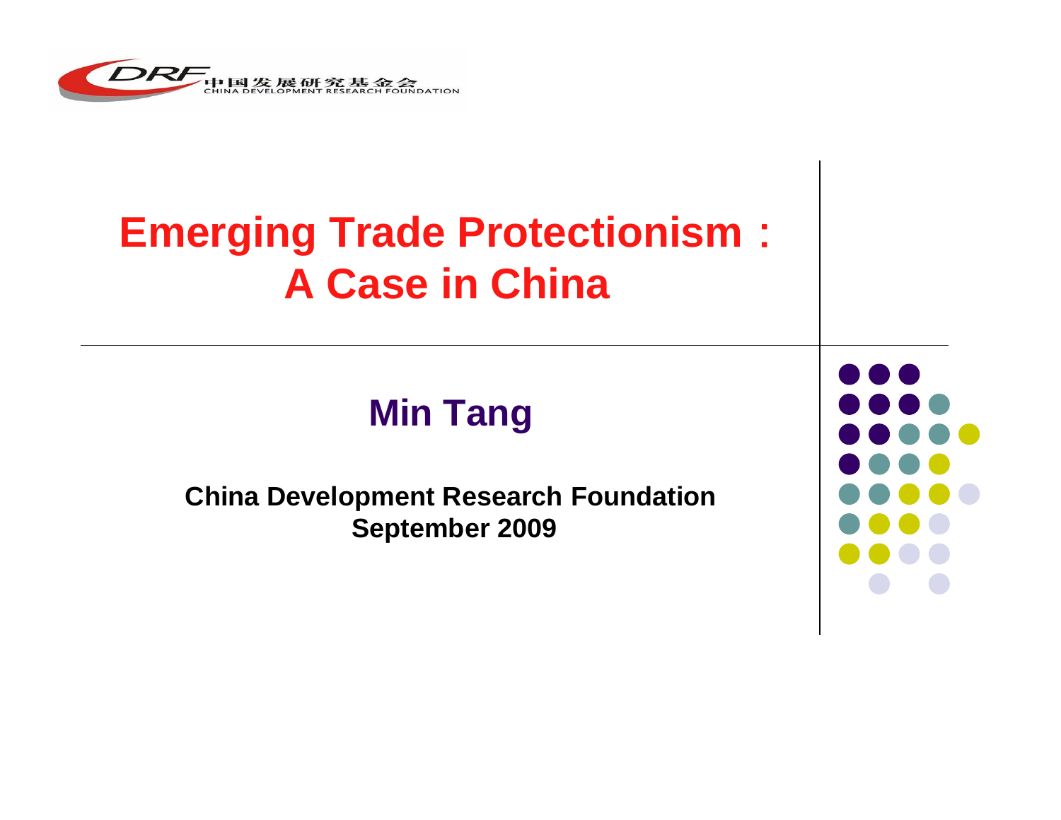中国发展研究基金会
CHINA DEVELOPMENT RESEARCH FOUNDATION

# Emerging Trade Protectionism： A Case in China

## Min Tang

**China Development Research Foundation**
**September 2009**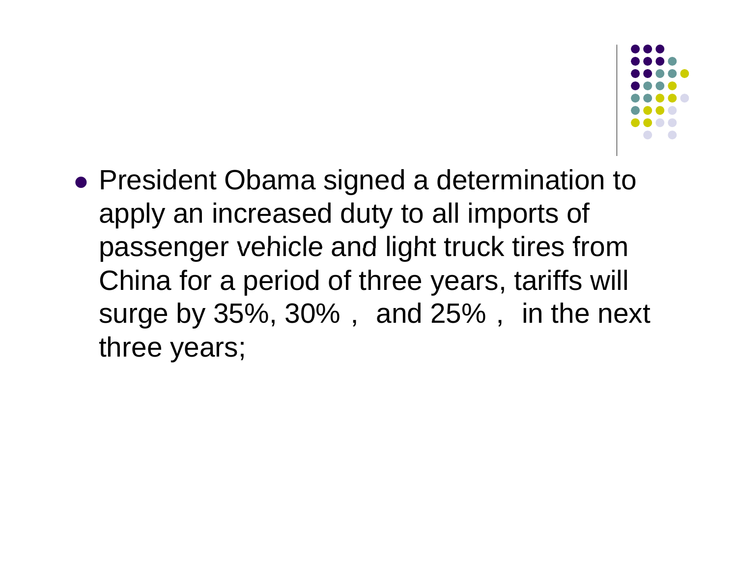- President Obama signed a determination to apply an increased duty to all imports of passenger vehicle and light truck tires from China for a period of three years, tariffs will surge by 35%, 30%， and 25%， in the next three years;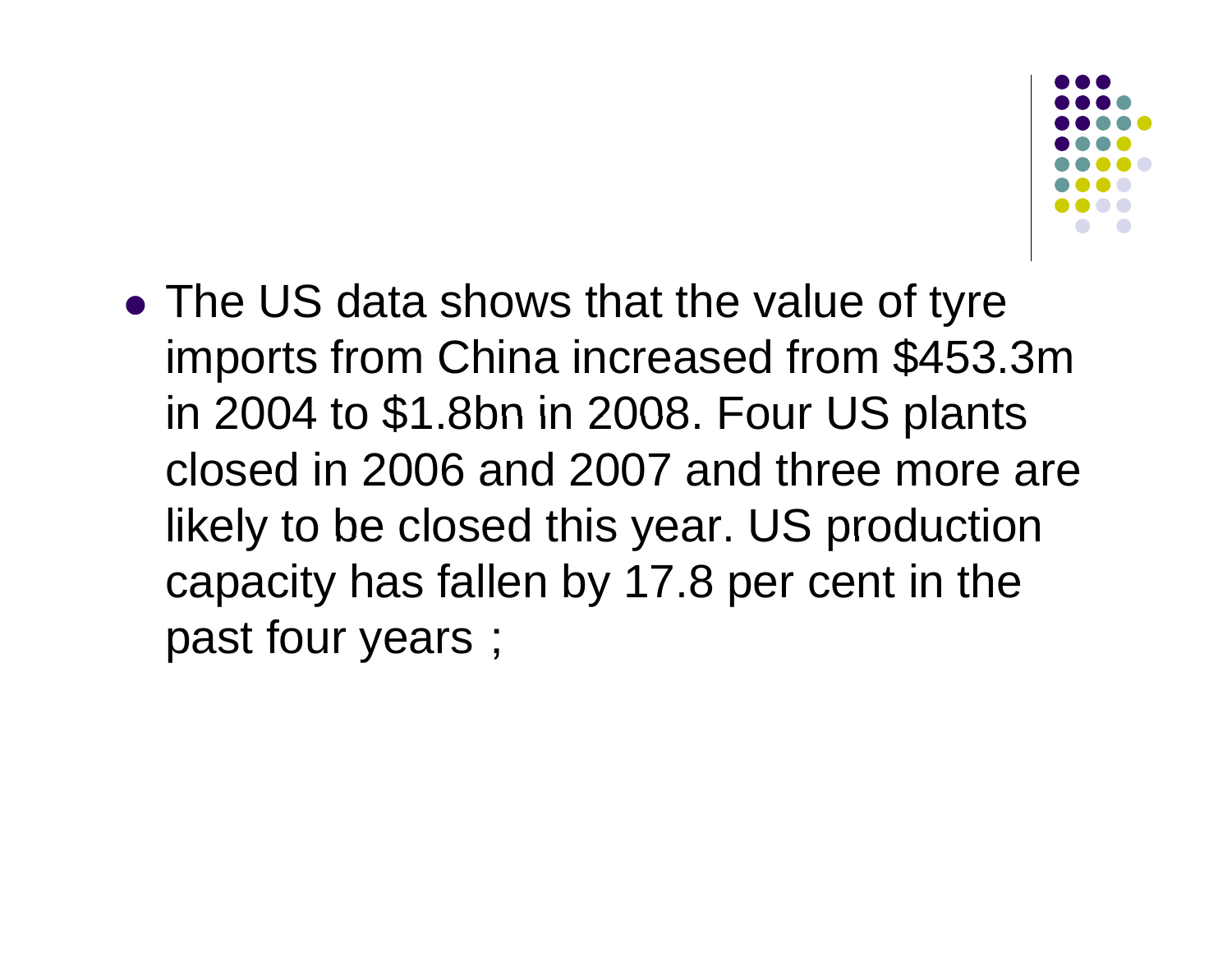- The US data shows that the value of tyre imports from China increased from $453.3m in 2004 to $1.8bn in 2008. Four US plants closed in 2006 and 2007 and three more are likely to be closed this year. US production capacity has fallen by 17.8 per cent in the past four years；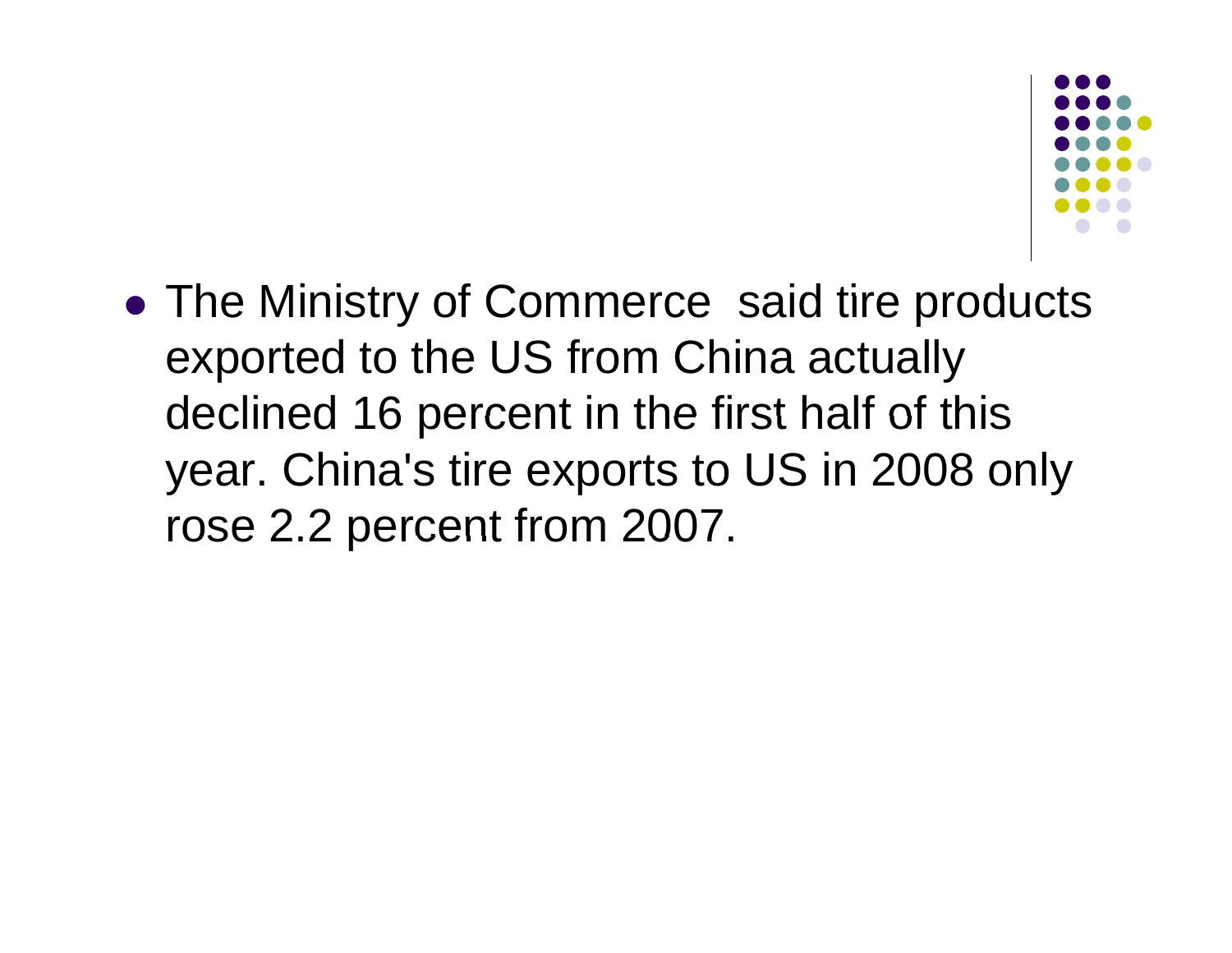- The Ministry of Commerce said tire products exported to the US from China actually declined 16 percent in the first half of this year. China's tire exports to US in 2008 only rose 2.2 percent from 2007.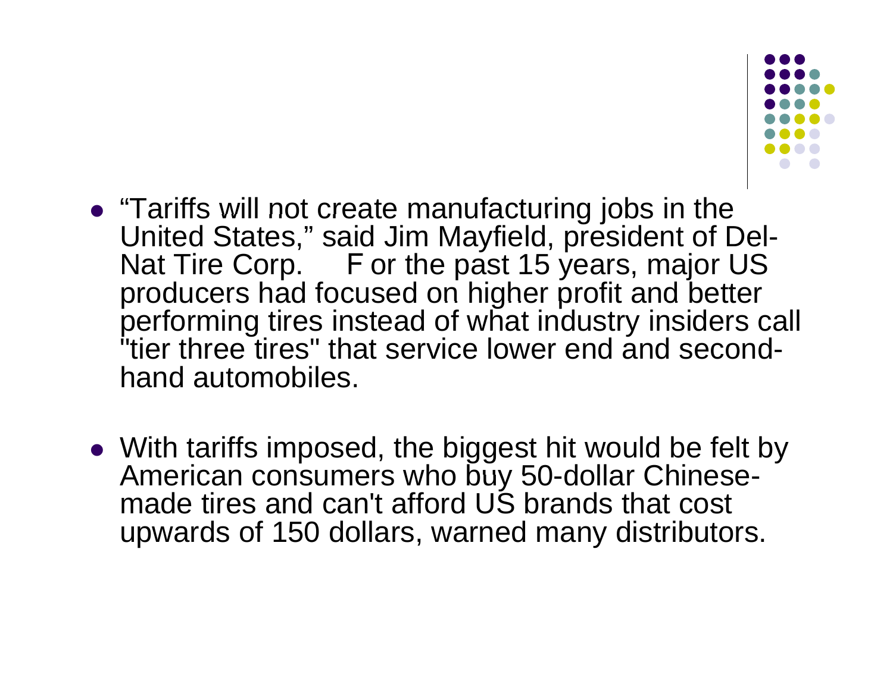- "Tariffs will not create manufacturing jobs in the United States," said Jim Mayfield, president of Del-Nat Tire Corp. For the past 15 years, major US producers had focused on higher profit and better performing tires instead of what industry insiders call "tier three tires" that service lower end and second-hand automobiles.

- With tariffs imposed, the biggest hit would be felt by American consumers who buy 50-dollar Chinese-made tires and can't afford US brands that cost upwards of 150 dollars, warned many distributors.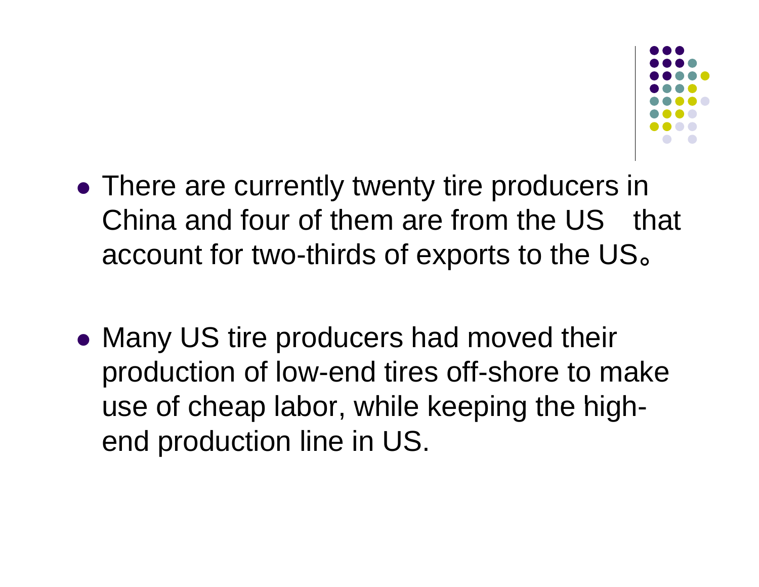- There are currently twenty tire producers in China and four of them are from the US　that account for two-thirds of exports to the US。

- Many US tire producers had moved their production of low-end tires off-shore to make use of cheap labor, while keeping the high-end production line in US.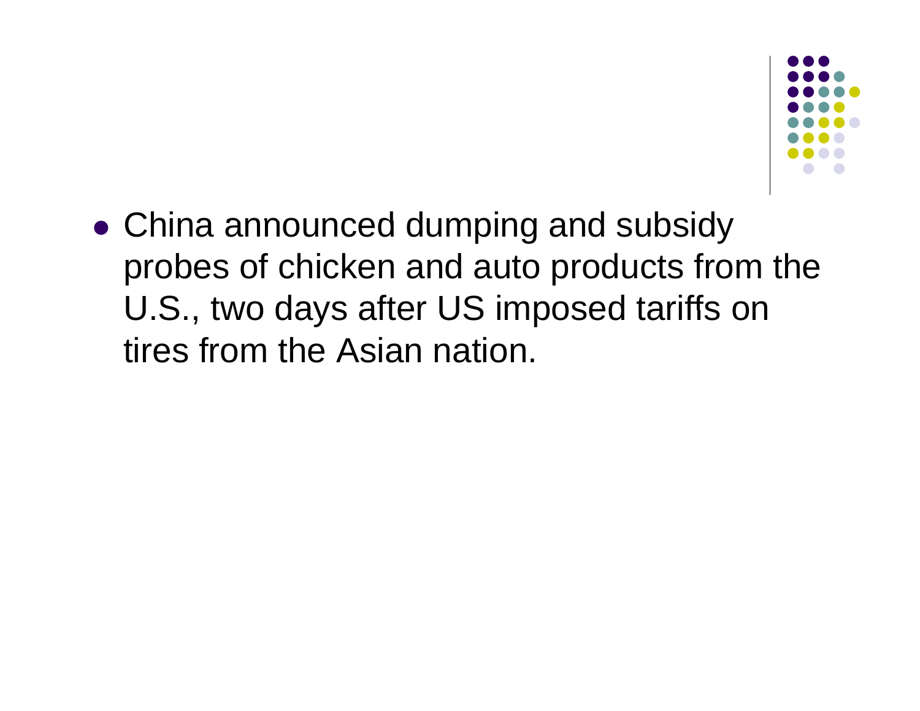- China announced dumping and subsidy probes of chicken and auto products from the U.S., two days after US imposed tariffs on tires from the Asian nation.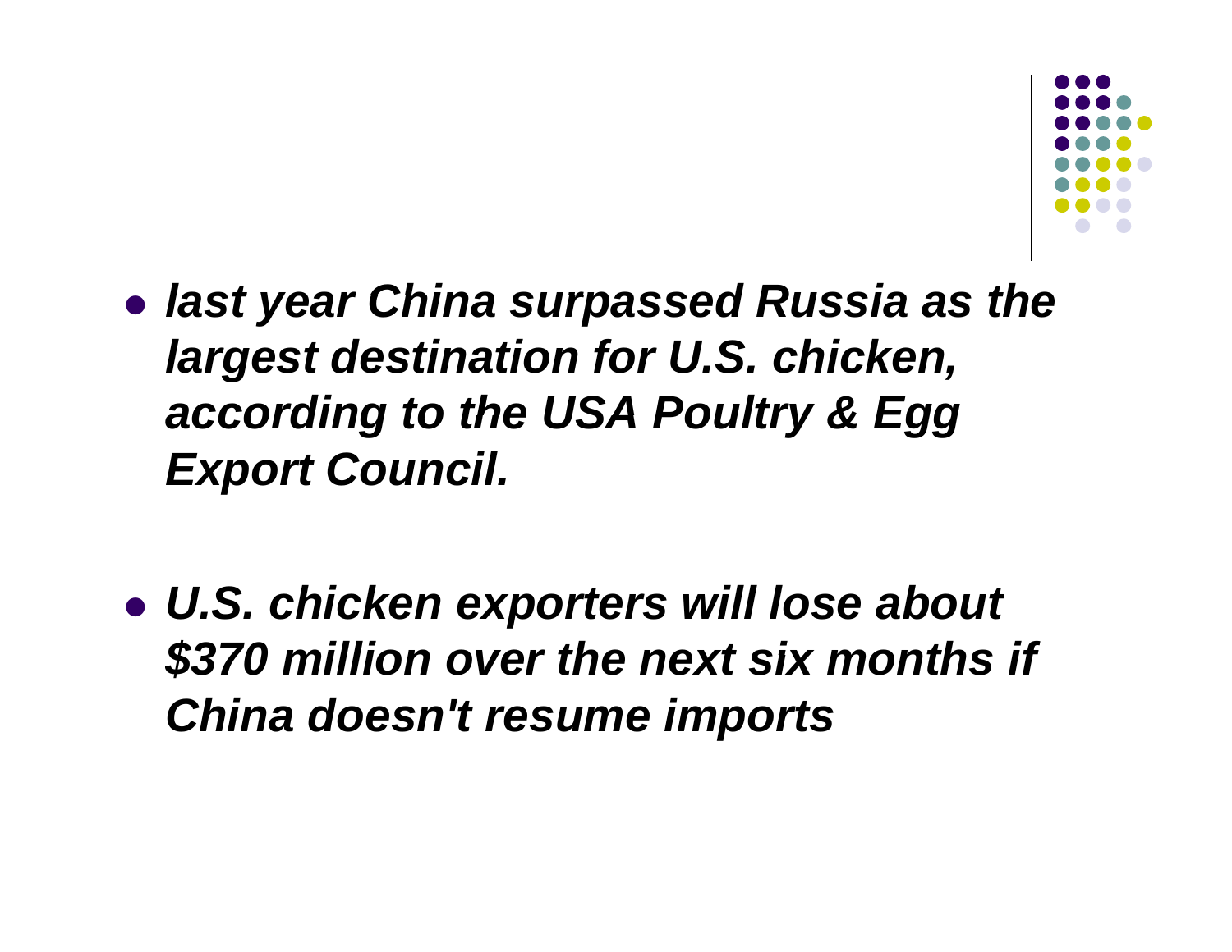- ***last year China surpassed Russia as the largest destination for U.S. chicken, according to the USA Poultry & Egg Export Council.***

- ***U.S. chicken exporters will lose about $370 million over the next six months if China doesn't resume imports***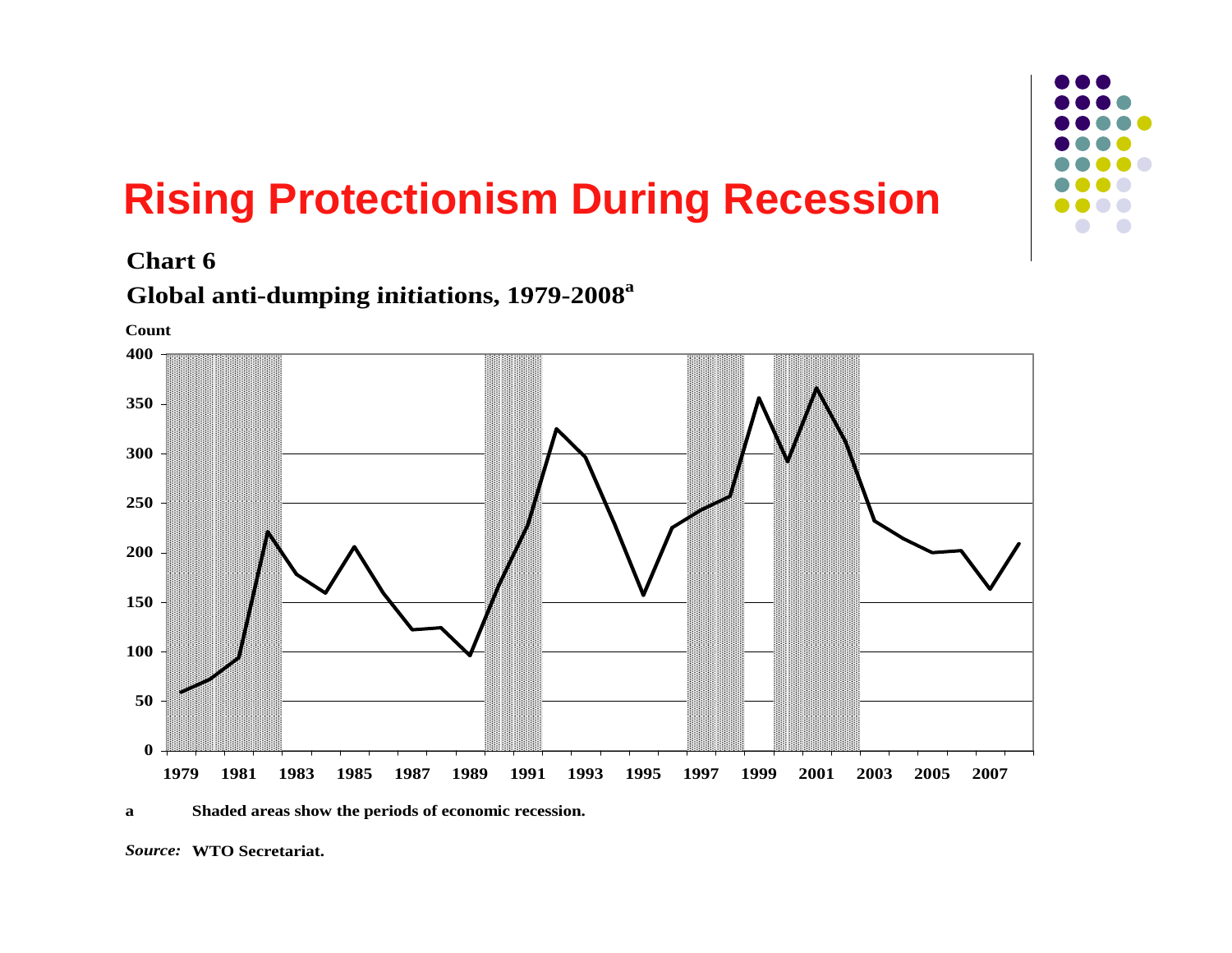# Rising Protectionism During Recession

**Chart 6**

**Global anti-dumping initiations, 1979-2008[a]**

**Count**

**a** Shaded areas show the periods of economic recession.

*Source:* **WTO Secretariat.**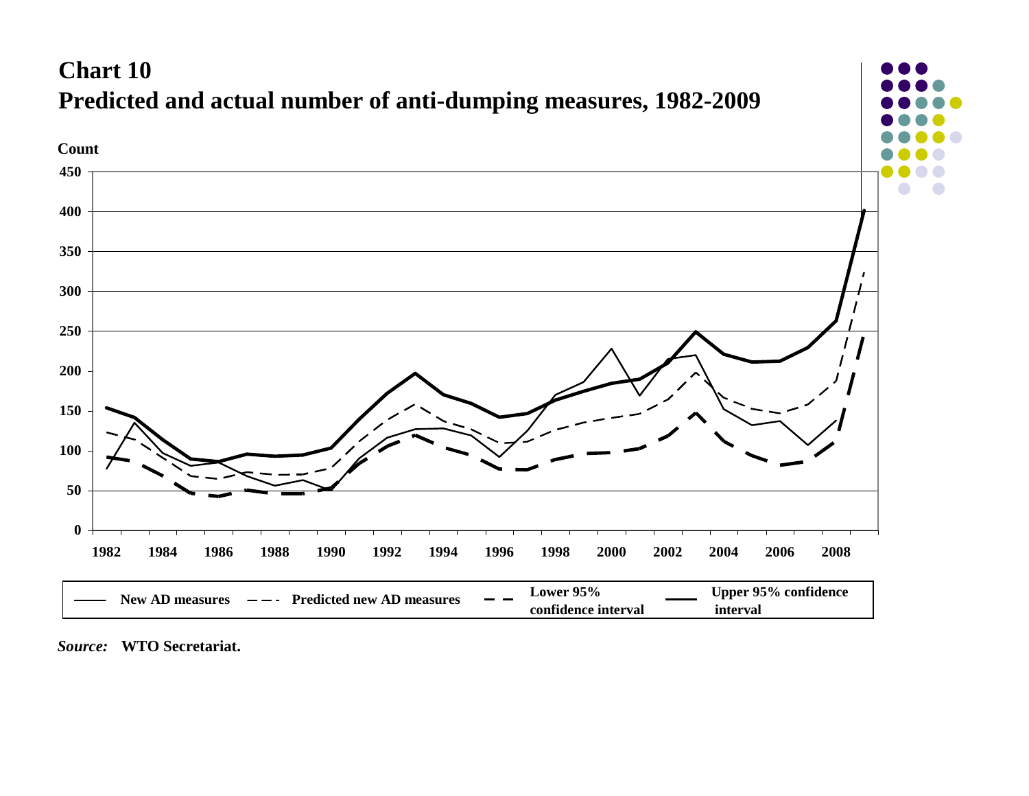**Chart 10**
**Predicted and actual number of anti-dumping measures, 1982-2009**

*Source:* WTO Secretariat.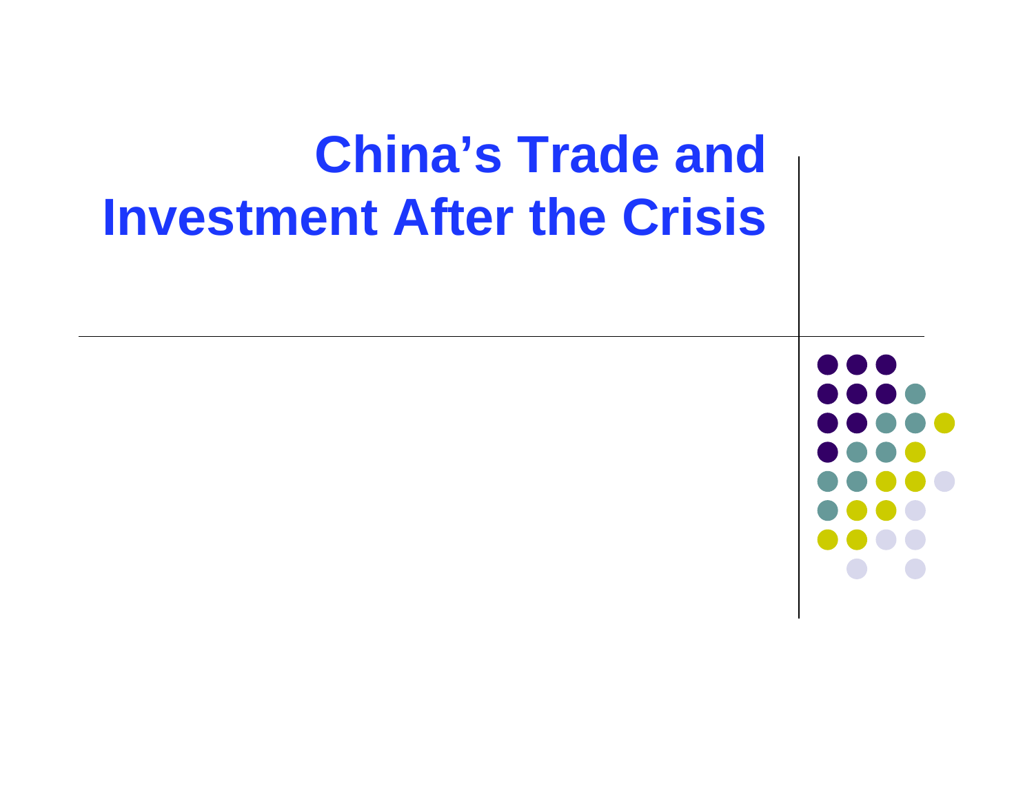# China’s Trade and Investment After the Crisis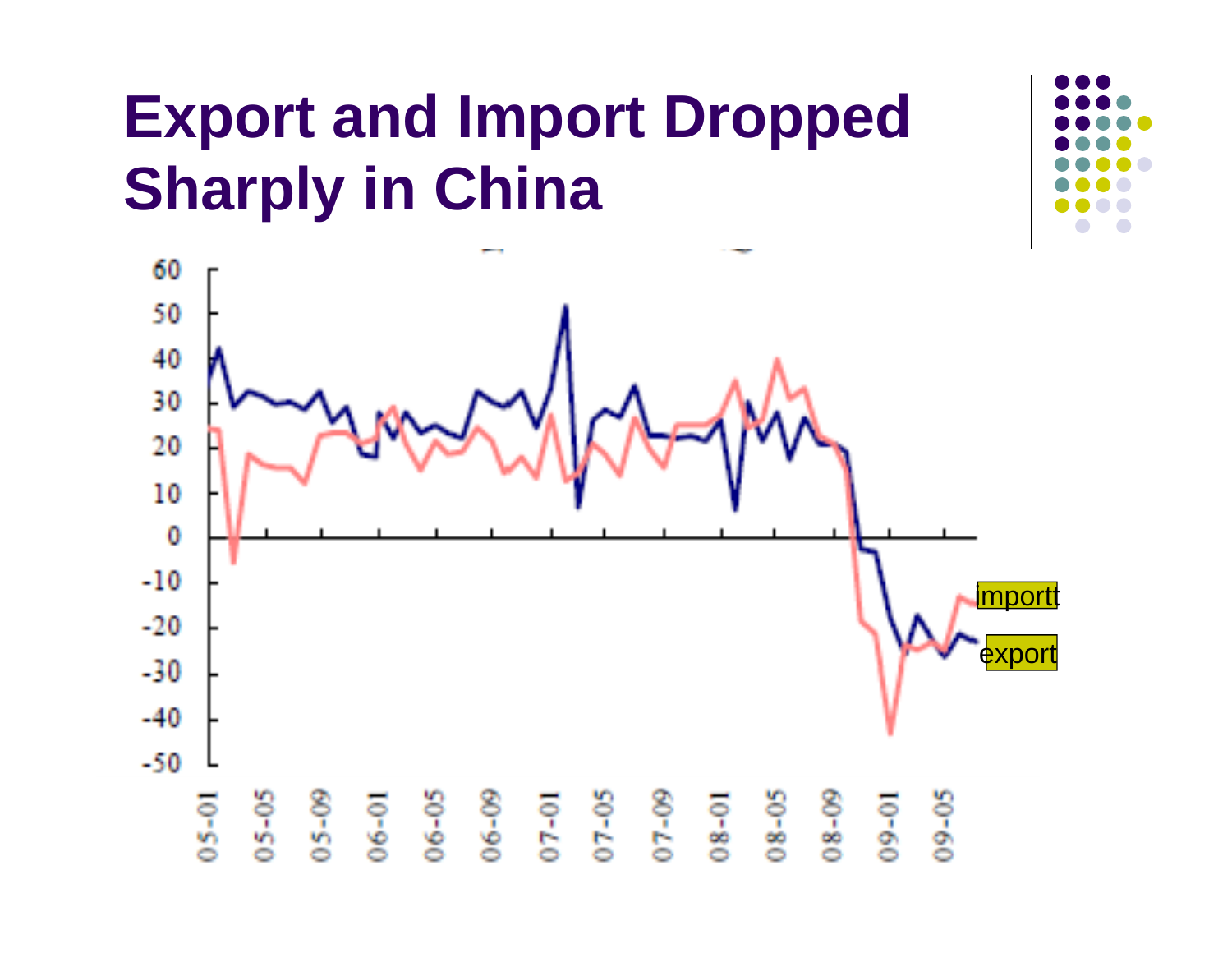# Export and Import Dropped Sharply in China

importt

export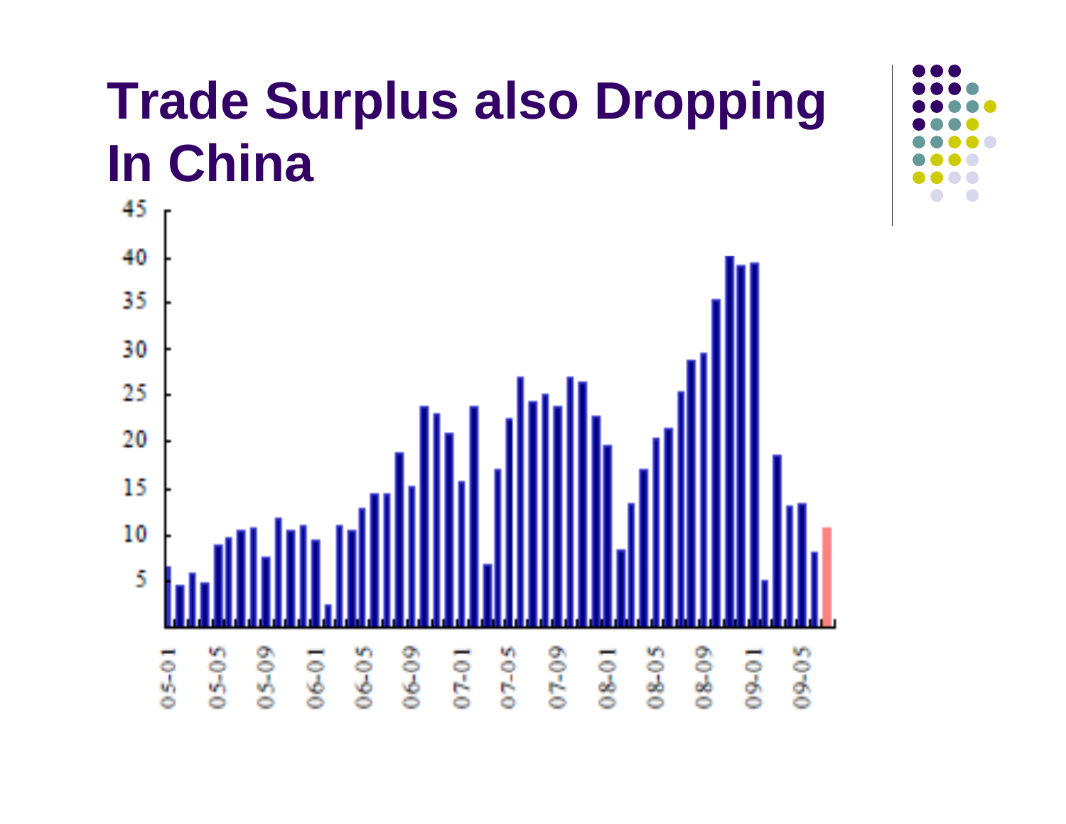# Trade Surplus also Dropping In China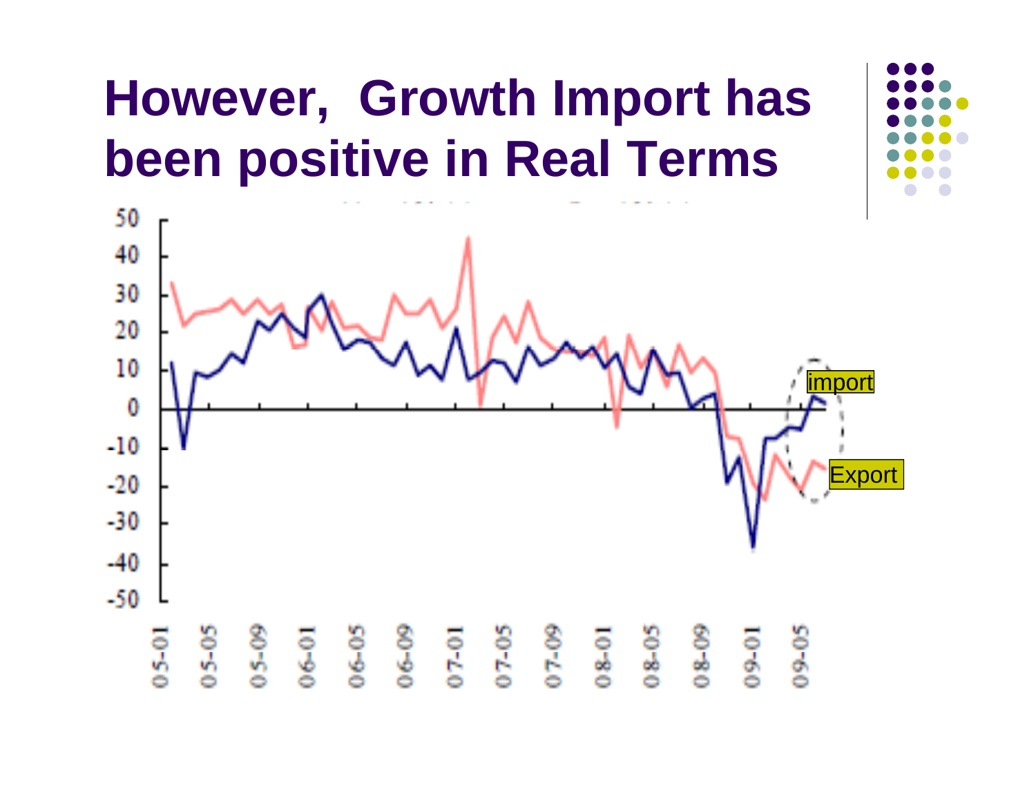# However, Growth Import has been positive in Real Terms

import

Export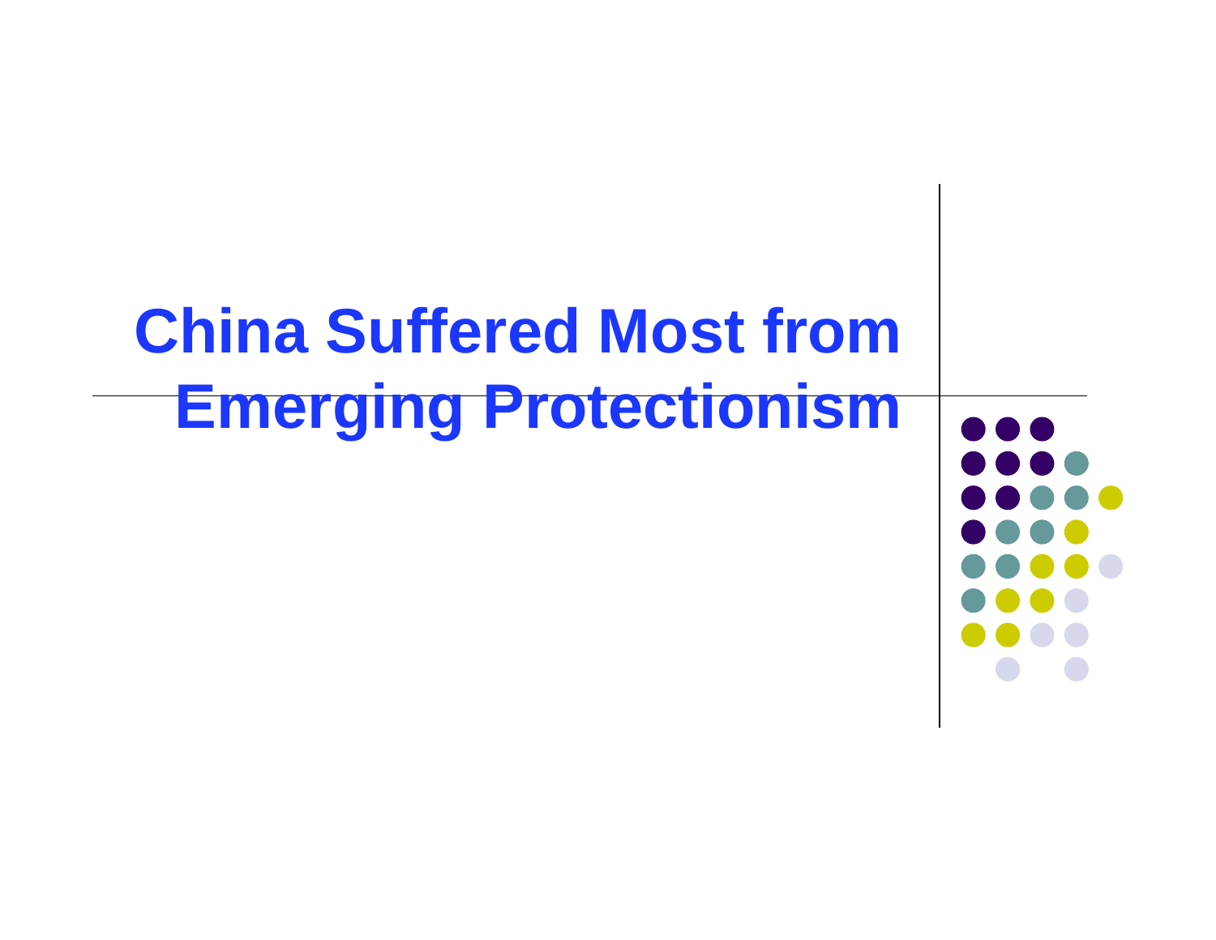# China Suffered Most from Emerging Protectionism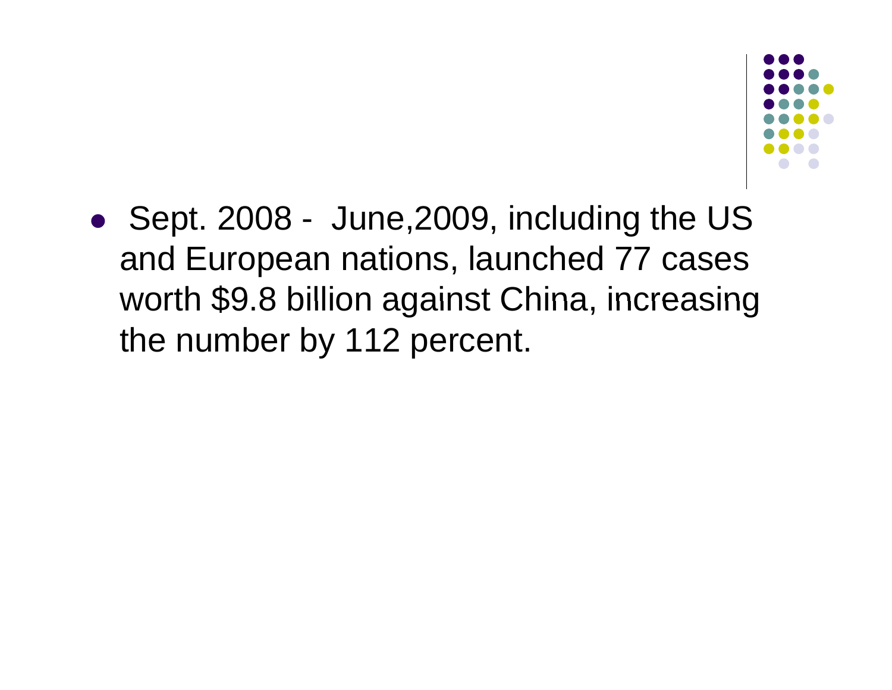- Sept. 2008 - June,2009, including the US and European nations, launched 77 cases worth $9.8 billion against China, increasing the number by 112 percent.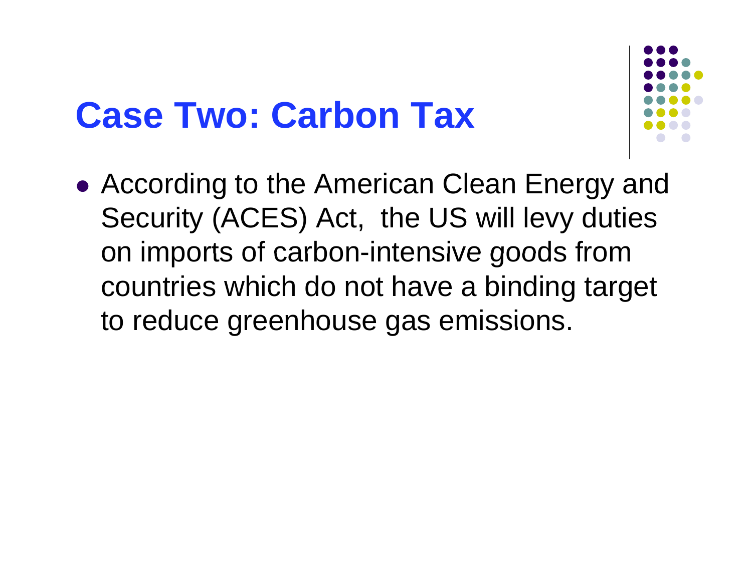# Case Two: Carbon Tax

- According to the American Clean Energy and Security (ACES) Act,  the US will levy duties on imports of carbon-intensive goods from countries which do not have a binding target to reduce greenhouse gas emissions.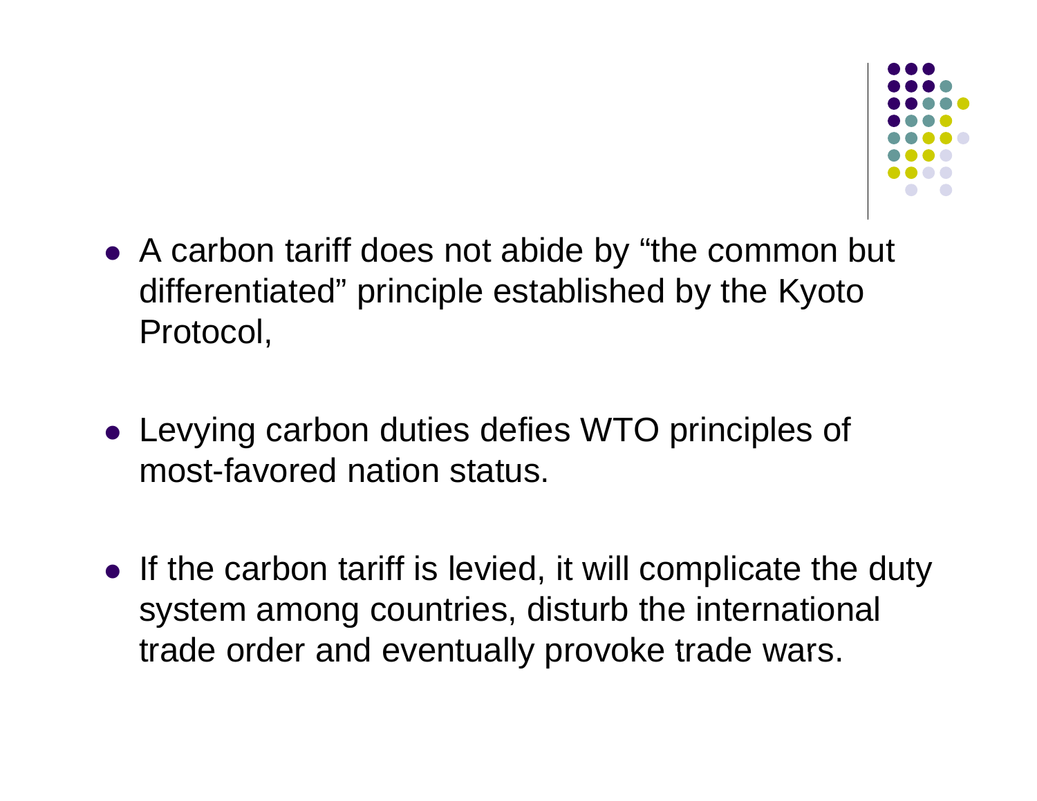- A carbon tariff does not abide by “the common but differentiated” principle established by the Kyoto Protocol,

- Levying carbon duties defies WTO principles of most-favored nation status.

- If the carbon tariff is levied, it will complicate the duty system among countries, disturb the international trade order and eventually provoke trade wars.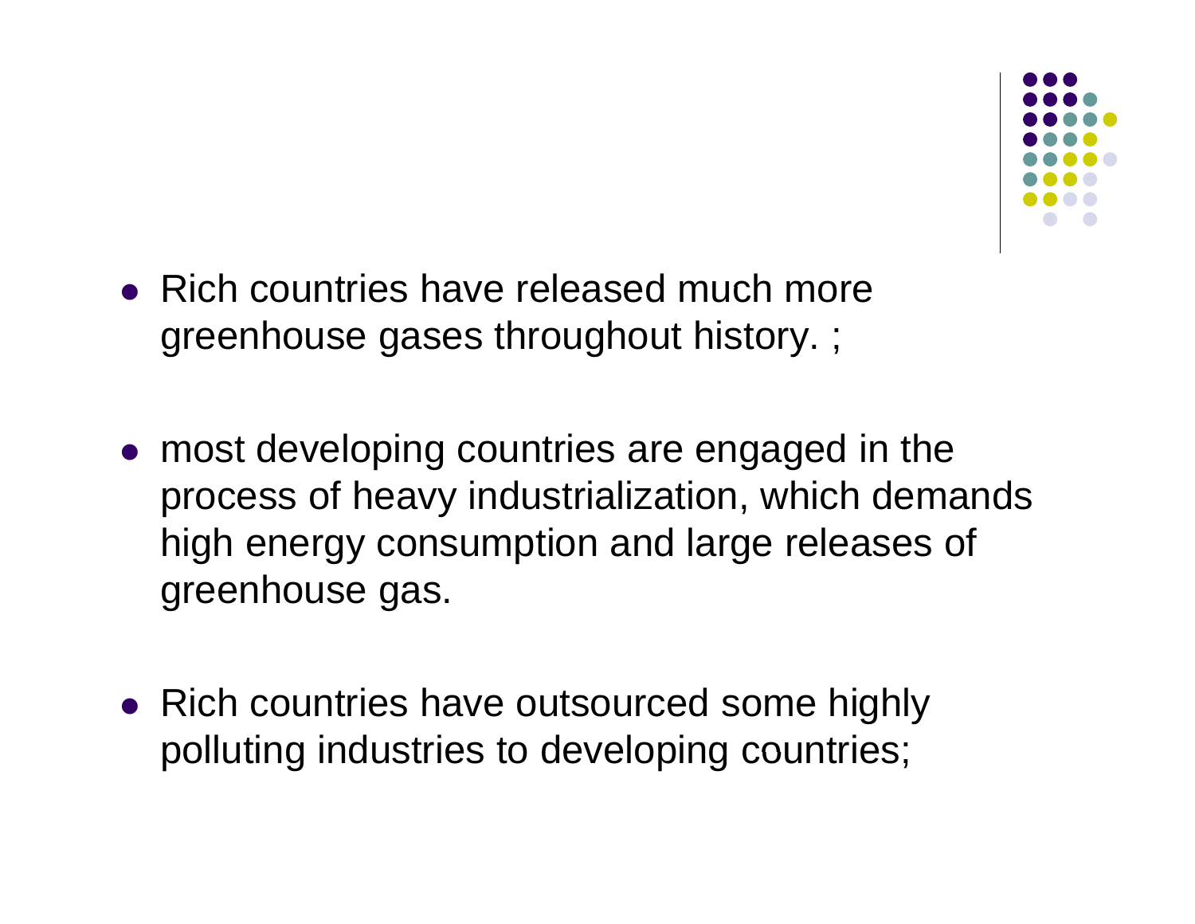- Rich countries have released much more greenhouse gases throughout history. ;

- most developing countries are engaged in the process of heavy industrialization, which demands high energy consumption and large releases of greenhouse gas.

- Rich countries have outsourced some highly polluting industries to developing countries;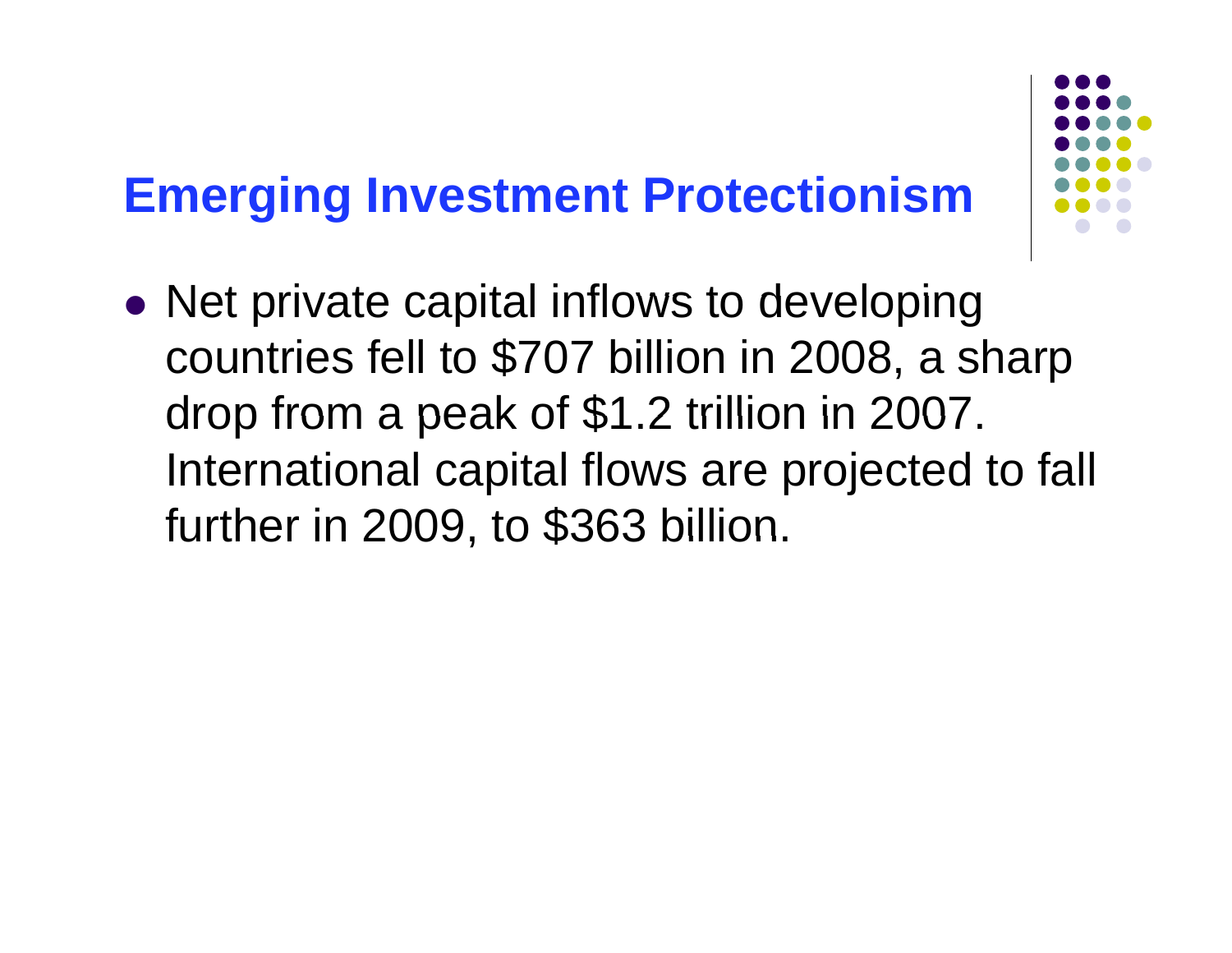## Emerging Investment Protectionism

- Net private capital inflows to developing countries fell to $707 billion in 2008, a sharp drop from a peak of $1.2 trillion in 2007. International capital flows are projected to fall further in 2009, to $363 billion.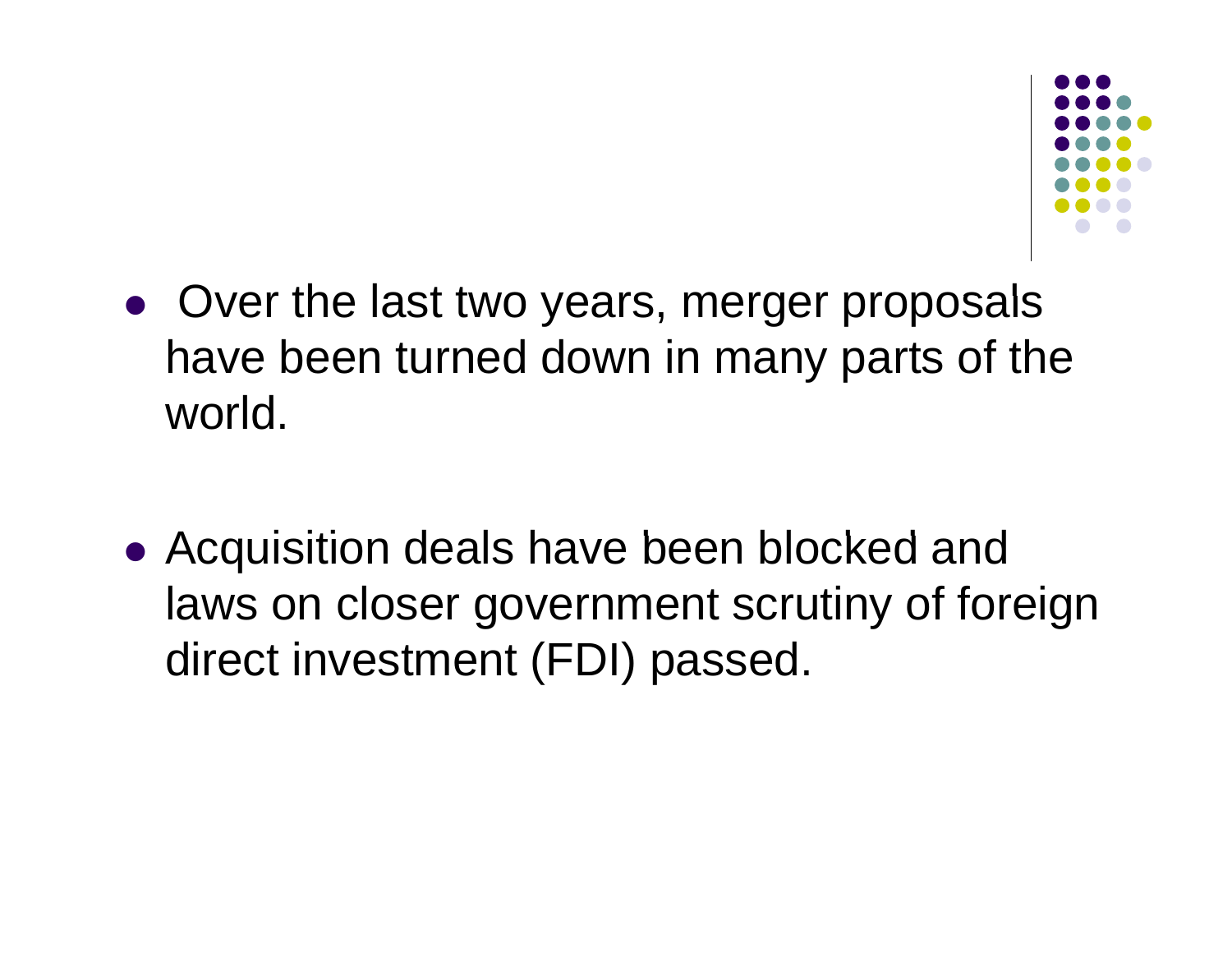- Over the last two years, merger proposals have been turned down in many parts of the world.

- Acquisition deals have been blocked and laws on closer government scrutiny of foreign direct investment (FDI) passed.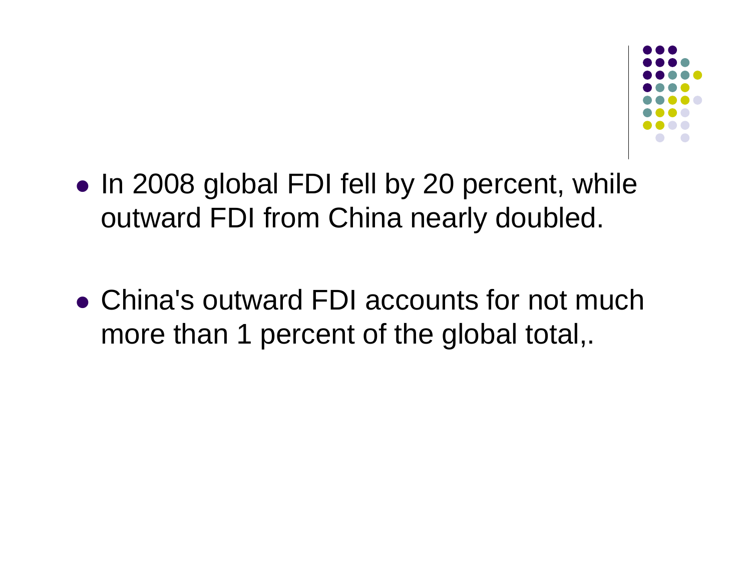- In 2008 global FDI fell by 20 percent, while outward FDI from China nearly doubled.

- China's outward FDI accounts for not much more than 1 percent of the global total,.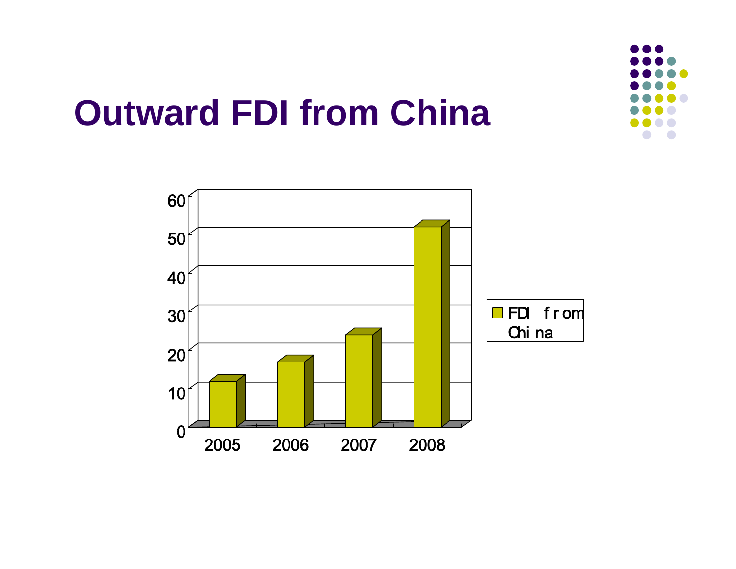# Outward FDI from China

60
50
40
30
20
10
0

2005 2006 2007 2008

FDI from China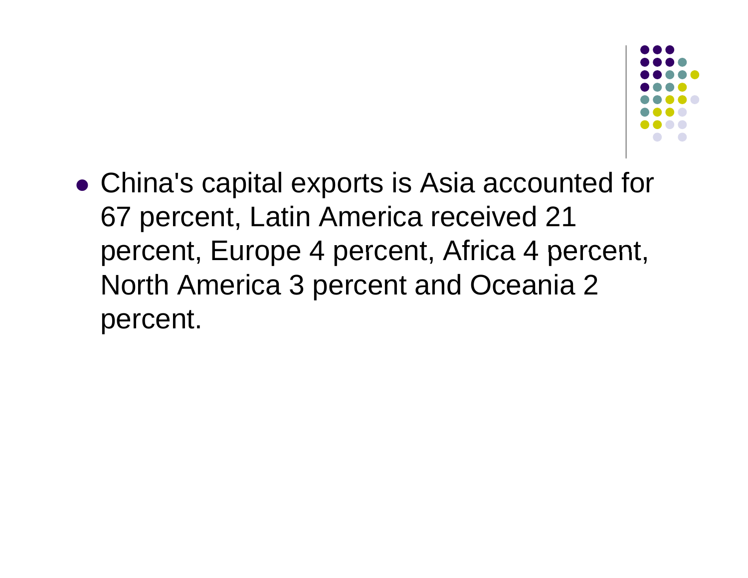- China's capital exports is Asia accounted for 67 percent, Latin America received 21 percent, Europe 4 percent, Africa 4 percent, North America 3 percent and Oceania 2 percent.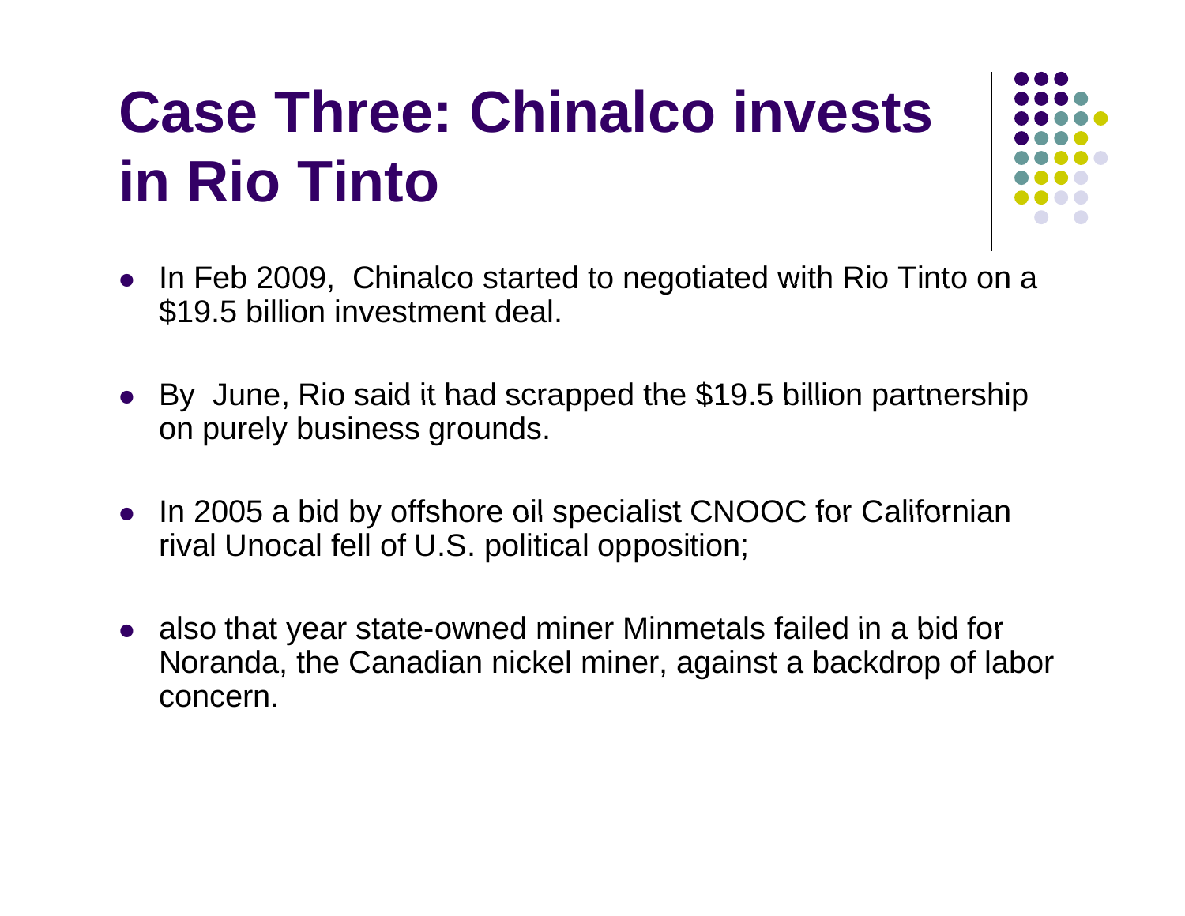# Case Three: Chinalco invests in Rio Tinto

- In Feb 2009, Chinalco started to negotiated with Rio Tinto on a $19.5 billion investment deal.
- By June, Rio said it had scrapped the $19.5 billion partnership on purely business grounds.
- In 2005 a bid by offshore oil specialist CNOOC for Californian rival Unocal fell of U.S. political opposition;
- also that year state-owned miner Minmetals failed in a bid for Noranda, the Canadian nickel miner, against a backdrop of labor concern.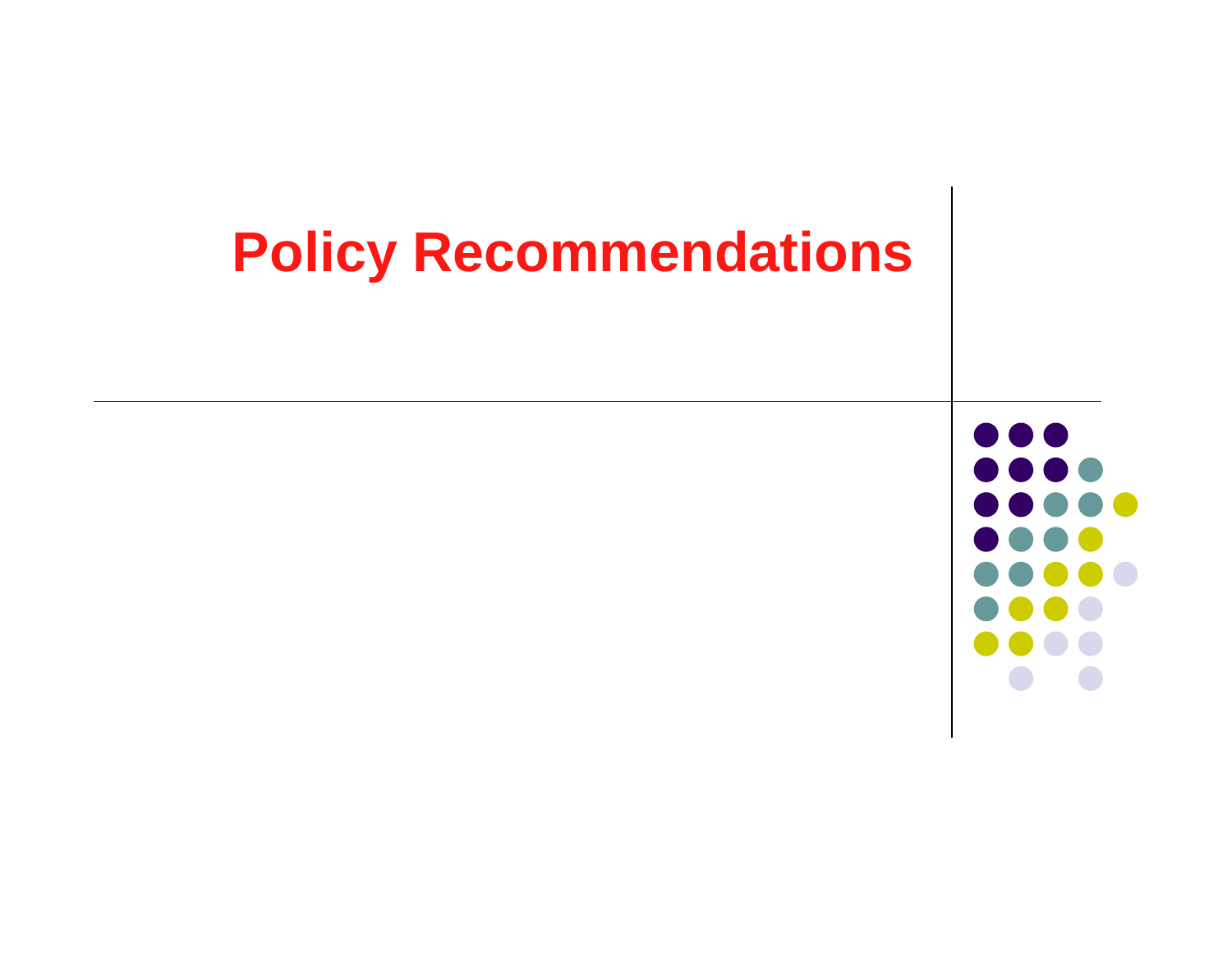# Policy Recommendations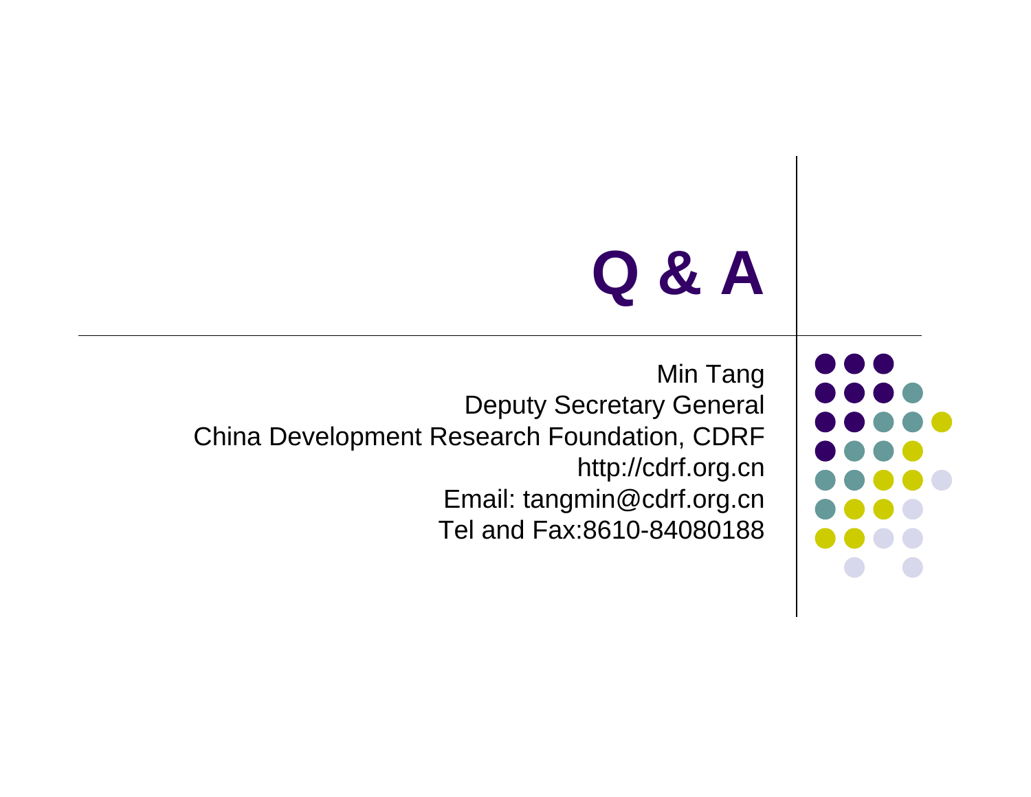# Q & A

Min Tang
Deputy Secretary General
China Development Research Foundation, CDRF
http://cdrf.org.cn
Email: tangmin@cdrf.org.cn
Tel and Fax:8610-84080188